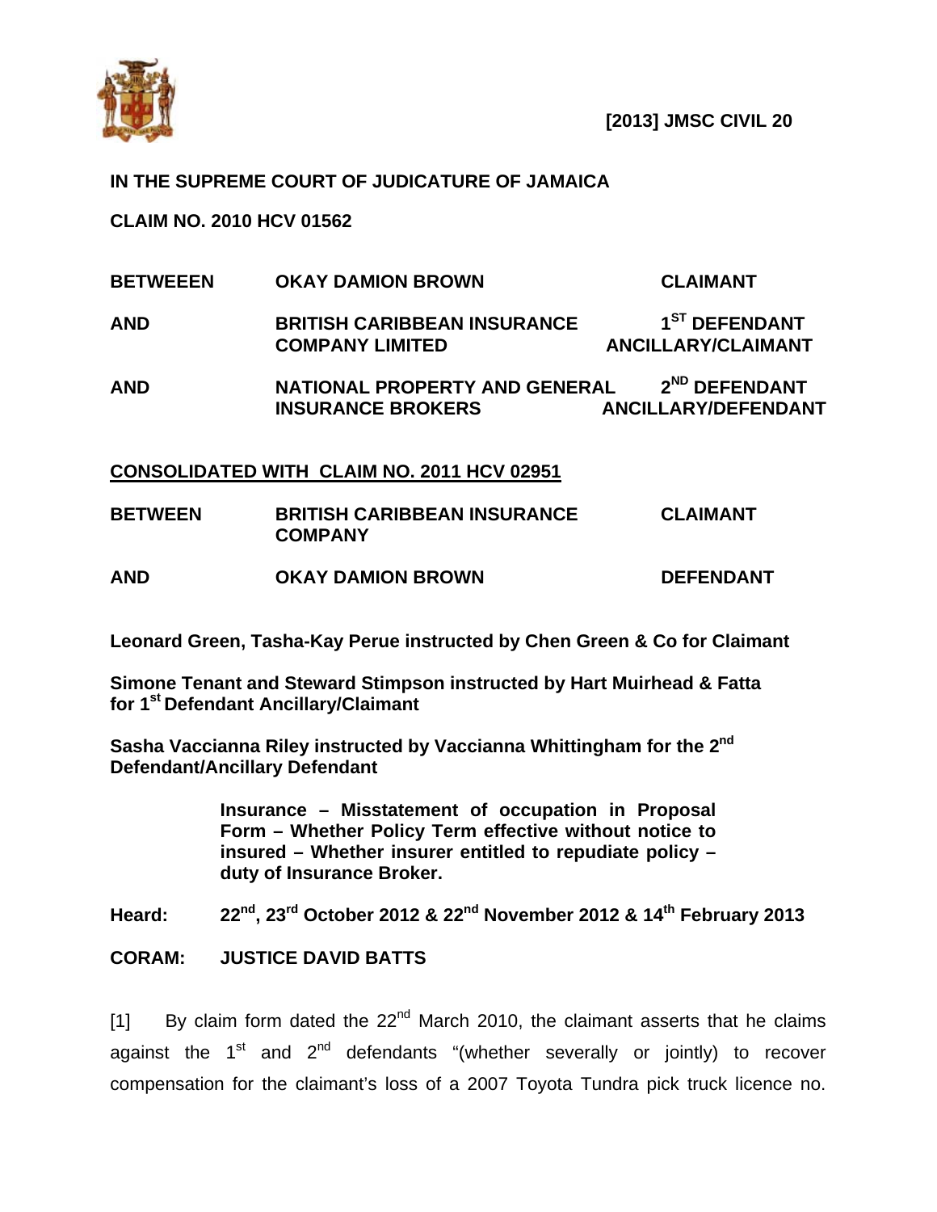**[2013] JMSC CIVIL 20**

**IN THE SUPREME COURT OF JUDICATURE OF JAMAICA**

**CLAIM NO. 2010 HCV 01562**

| | | |
|---|---|---|
| **BETWEEEN** | **OKAY DAMION BROWN** | **CLAIMANT** |
| **AND** | **BRITISH CARIBBEAN INSURANCE COMPANY LIMITED** | **1ST DEFENDANT ANCILLARY/CLAIMANT** |
| **AND** | **NATIONAL PROPERTY AND GENERAL INSURANCE BROKERS** | **2ND DEFENDANT ANCILLARY/DEFENDANT** |

**CONSOLIDATED WITH CLAIM NO. 2011 HCV 02951**

| | | |
|---|---|---|
| **BETWEEN** | **BRITISH CARIBBEAN INSURANCE COMPANY** | **CLAIMANT** |
| **AND** | **OKAY DAMION BROWN** | **DEFENDANT** |

**Leonard Green, Tasha-Kay Perue instructed by Chen Green & Co for Claimant**

**Simone Tenant and Steward Stimpson instructed by Hart Muirhead & Fatta for 1st Defendant Ancillary/Claimant**

**Sasha Vaccianna Riley instructed by Vaccianna Whittingham for the 2nd Defendant/Ancillary Defendant**

**Insurance – Misstatement of occupation in Proposal Form – Whether Policy Term effective without notice to insured – Whether insurer entitled to repudiate policy – duty of Insurance Broker.**

**Heard: 22nd, 23rd October 2012 & 22nd November 2012 & 14th February 2013**

**CORAM: JUSTICE DAVID BATTS**

[1] By claim form dated the 22nd March 2010, the claimant asserts that he claims against the 1st and 2nd defendants "(whether severally or jointly) to recover compensation for the claimant's loss of a 2007 Toyota Tundra pick truck licence no.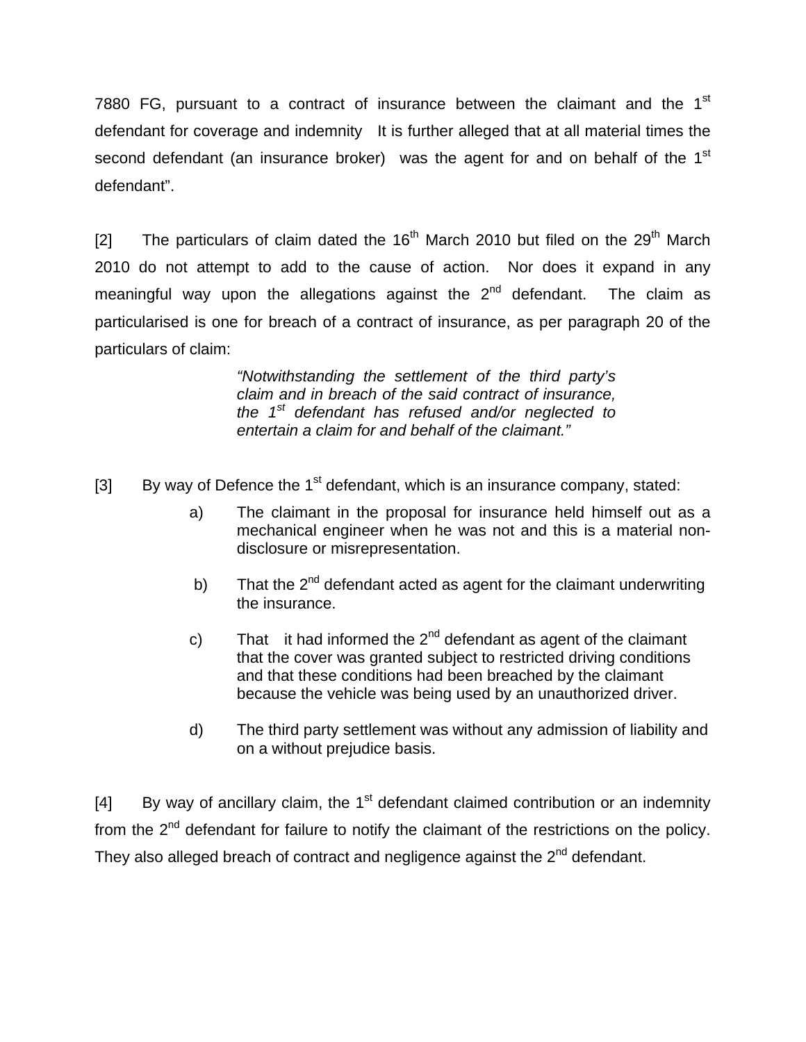7880 FG, pursuant to a contract of insurance between the claimant and the 1st defendant for coverage and indemnity   It is further alleged that at all material times the second defendant (an insurance broker)  was the agent for and on behalf of the 1st defendant".

[2] The particulars of claim dated the 16th March 2010 but filed on the 29th March 2010 do not attempt to add to the cause of action.  Nor does it expand in any meaningful way upon the allegations against the 2nd defendant.  The claim as particularised is one for breach of a contract of insurance, as per paragraph 20 of the particulars of claim:

> *"Notwithstanding the settlement of the third party's claim and in breach of the said contract of insurance, the 1st defendant has refused and/or neglected to entertain a claim for and behalf of the claimant."*

[3] By way of Defence the 1st defendant, which is an insurance company, stated:

a) The claimant in the proposal for insurance held himself out as a mechanical engineer when he was not and this is a material non-disclosure or misrepresentation.

b) That the 2nd defendant acted as agent for the claimant underwriting the insurance.

c) That  it had informed the 2nd defendant as agent of the claimant that the cover was granted subject to restricted driving conditions and that these conditions had been breached by the claimant because the vehicle was being used by an unauthorized driver.

d) The third party settlement was without any admission of liability and on a without prejudice basis.

[4] By way of ancillary claim, the 1st defendant claimed contribution or an indemnity from the 2nd defendant for failure to notify the claimant of the restrictions on the policy. They also alleged breach of contract and negligence against the 2nd defendant.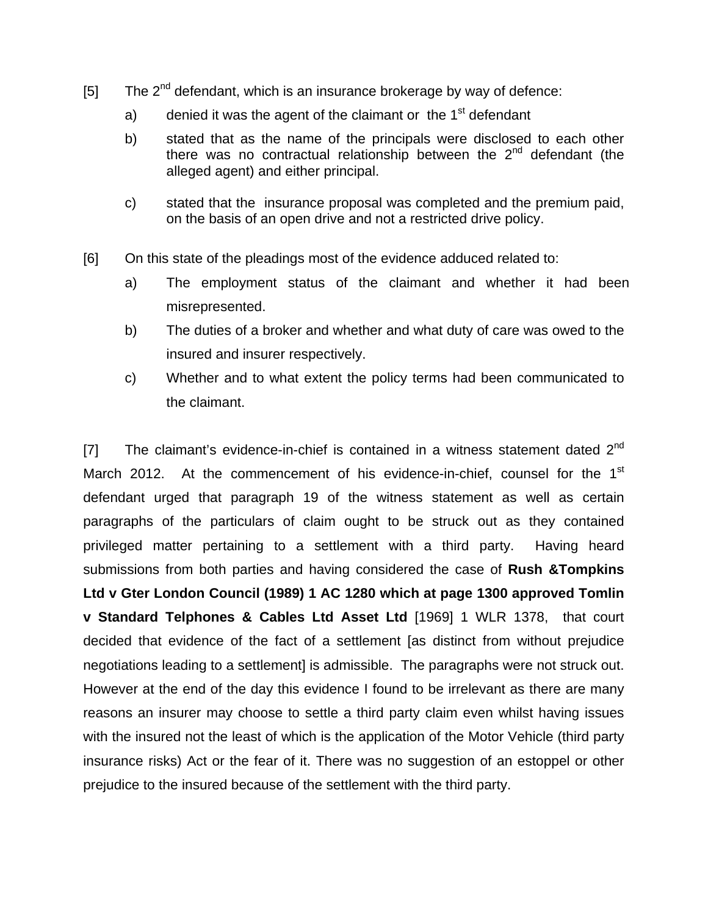[5] The 2nd defendant, which is an insurance brokerage by way of defence:

a) denied it was the agent of the claimant or the 1st defendant

b) stated that as the name of the principals were disclosed to each other there was no contractual relationship between the 2nd defendant (the alleged agent) and either principal.

c) stated that the insurance proposal was completed and the premium paid, on the basis of an open drive and not a restricted drive policy.

[6] On this state of the pleadings most of the evidence adduced related to:

a) The employment status of the claimant and whether it had been misrepresented.

b) The duties of a broker and whether and what duty of care was owed to the insured and insurer respectively.

c) Whether and to what extent the policy terms had been communicated to the claimant.

[7] The claimant's evidence-in-chief is contained in a witness statement dated 2nd March 2012. At the commencement of his evidence-in-chief, counsel for the 1st defendant urged that paragraph 19 of the witness statement as well as certain paragraphs of the particulars of claim ought to be struck out as they contained privileged matter pertaining to a settlement with a third party. Having heard submissions from both parties and having considered the case of **Rush &Tompkins Ltd v Gter London Council (1989) 1 AC 1280 which at page 1300 approved Tomlin v Standard Telphones & Cables Ltd Asset Ltd** [1969] 1 WLR 1378, that court decided that evidence of the fact of a settlement [as distinct from without prejudice negotiations leading to a settlement] is admissible. The paragraphs were not struck out. However at the end of the day this evidence I found to be irrelevant as there are many reasons an insurer may choose to settle a third party claim even whilst having issues with the insured not the least of which is the application of the Motor Vehicle (third party insurance risks) Act or the fear of it. There was no suggestion of an estoppel or other prejudice to the insured because of the settlement with the third party.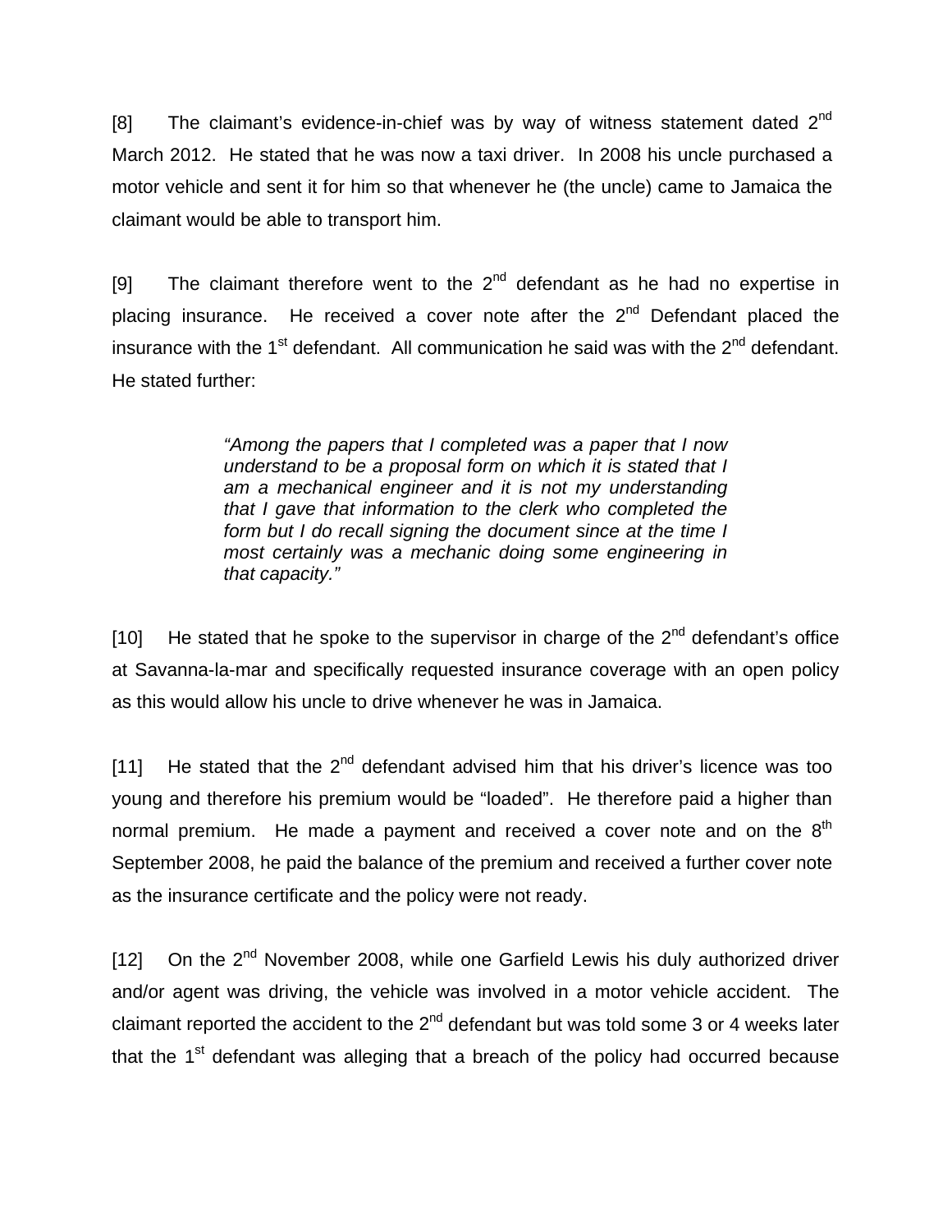[8] The claimant's evidence-in-chief was by way of witness statement dated 2nd March 2012. He stated that he was now a taxi driver. In 2008 his uncle purchased a motor vehicle and sent it for him so that whenever he (the uncle) came to Jamaica the claimant would be able to transport him.

[9] The claimant therefore went to the 2nd defendant as he had no expertise in placing insurance. He received a cover note after the 2nd Defendant placed the insurance with the 1st defendant. All communication he said was with the 2nd defendant. He stated further:

> *"Among the papers that I completed was a paper that I now understand to be a proposal form on which it is stated that I am a mechanical engineer and it is not my understanding that I gave that information to the clerk who completed the form but I do recall signing the document since at the time I most certainly was a mechanic doing some engineering in that capacity."*

[10] He stated that he spoke to the supervisor in charge of the 2nd defendant's office at Savanna-la-mar and specifically requested insurance coverage with an open policy as this would allow his uncle to drive whenever he was in Jamaica.

[11] He stated that the 2nd defendant advised him that his driver's licence was too young and therefore his premium would be "loaded". He therefore paid a higher than normal premium. He made a payment and received a cover note and on the 8th September 2008, he paid the balance of the premium and received a further cover note as the insurance certificate and the policy were not ready.

[12] On the 2nd November 2008, while one Garfield Lewis his duly authorized driver and/or agent was driving, the vehicle was involved in a motor vehicle accident. The claimant reported the accident to the 2nd defendant but was told some 3 or 4 weeks later that the 1st defendant was alleging that a breach of the policy had occurred because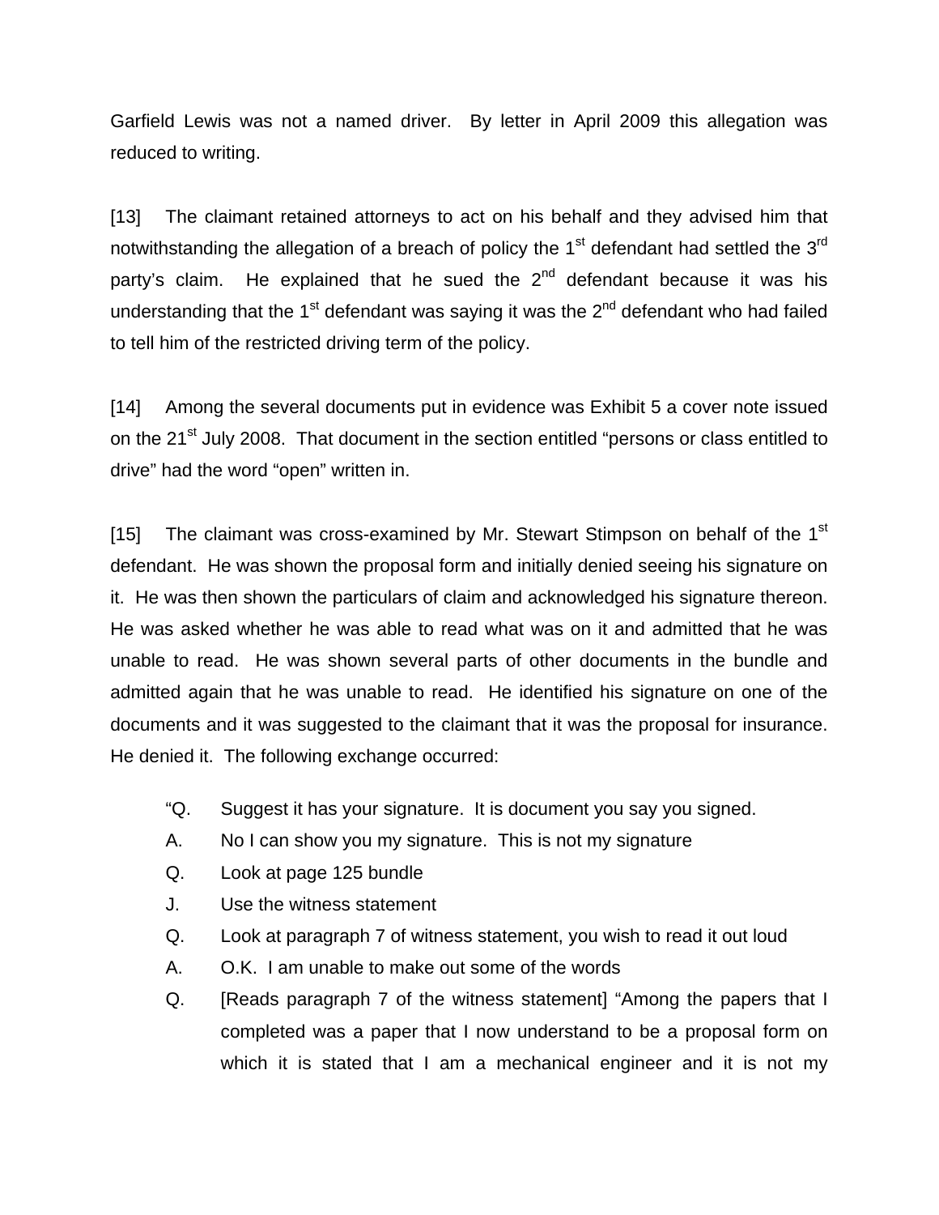Garfield Lewis was not a named driver. By letter in April 2009 this allegation was reduced to writing.

[13] The claimant retained attorneys to act on his behalf and they advised him that notwithstanding the allegation of a breach of policy the 1st defendant had settled the 3rd party's claim. He explained that he sued the 2nd defendant because it was his understanding that the 1st defendant was saying it was the 2nd defendant who had failed to tell him of the restricted driving term of the policy.

[14] Among the several documents put in evidence was Exhibit 5 a cover note issued on the 21st July 2008. That document in the section entitled "persons or class entitled to drive" had the word "open" written in.

[15] The claimant was cross-examined by Mr. Stewart Stimpson on behalf of the 1st defendant. He was shown the proposal form and initially denied seeing his signature on it. He was then shown the particulars of claim and acknowledged his signature thereon. He was asked whether he was able to read what was on it and admitted that he was unable to read. He was shown several parts of other documents in the bundle and admitted again that he was unable to read. He identified his signature on one of the documents and it was suggested to the claimant that it was the proposal for insurance. He denied it. The following exchange occurred:

> "Q. Suggest it has your signature. It is document you say you signed.
>
> A. No I can show you my signature. This is not my signature
>
> Q. Look at page 125 bundle
>
> J. Use the witness statement
>
> Q. Look at paragraph 7 of witness statement, you wish to read it out loud
>
> A. O.K. I am unable to make out some of the words
>
> Q. [Reads paragraph 7 of the witness statement] "Among the papers that I completed was a paper that I now understand to be a proposal form on which it is stated that I am a mechanical engineer and it is not my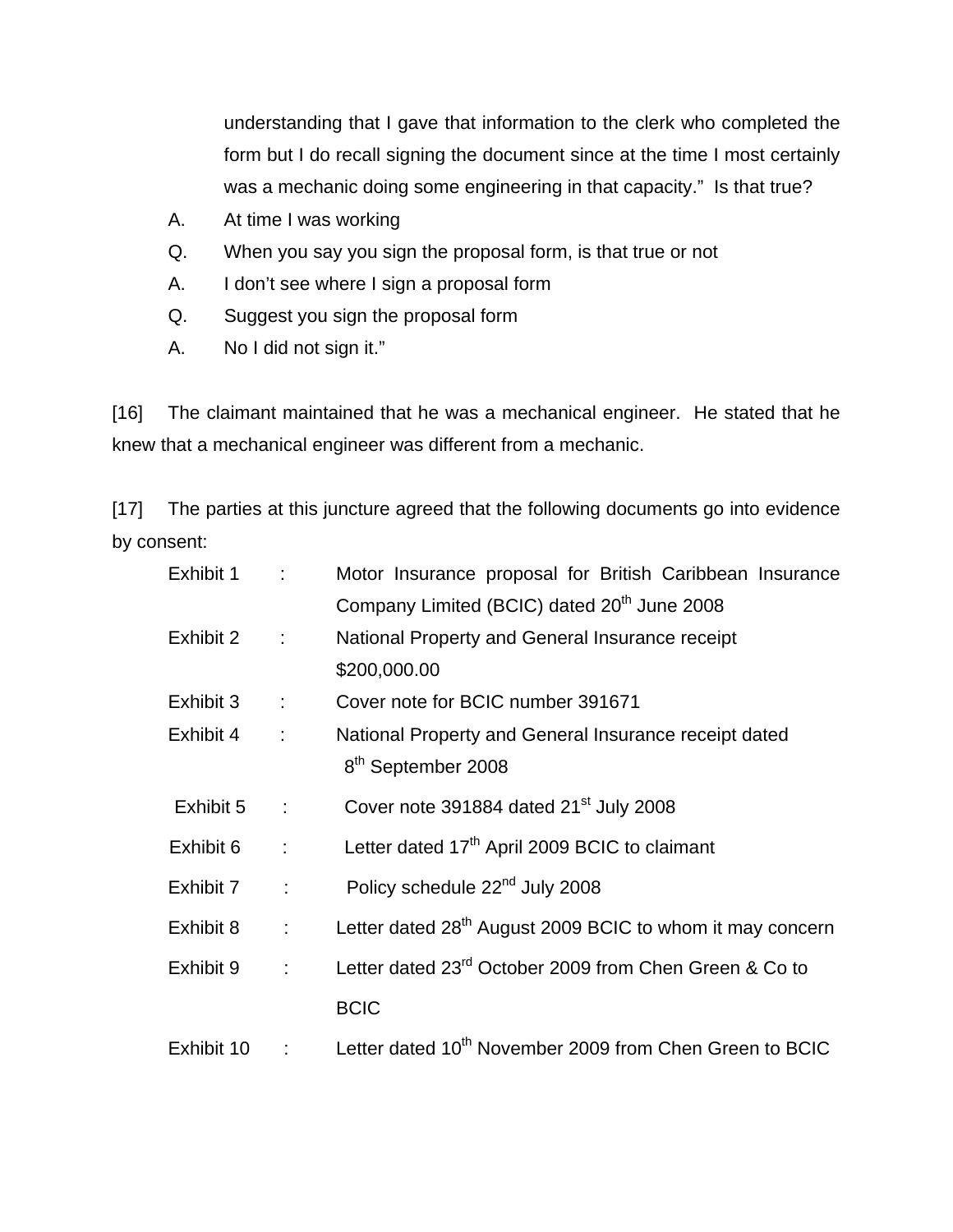understanding that I gave that information to the clerk who completed the form but I do recall signing the document since at the time I most certainly was a mechanic doing some engineering in that capacity." Is that true?

A. At time I was working

Q. When you say you sign the proposal form, is that true or not

A. I don't see where I sign a proposal form

Q. Suggest you sign the proposal form

A. No I did not sign it."

[16] The claimant maintained that he was a mechanical engineer. He stated that he knew that a mechanical engineer was different from a mechanic.

[17] The parties at this juncture agreed that the following documents go into evidence by consent:

| | | |
|---|---|---|
| Exhibit 1 | : | Motor Insurance proposal for British Caribbean Insurance Company Limited (BCIC) dated 20th June 2008 |
| Exhibit 2 | : | National Property and General Insurance receipt $200,000.00 |
| Exhibit 3 | : | Cover note for BCIC number 391671 |
| Exhibit 4 | : | National Property and General Insurance receipt dated 8th September 2008 |
| Exhibit 5 | : | Cover note 391884 dated 21st July 2008 |
| Exhibit 6 | : | Letter dated 17th April 2009 BCIC to claimant |
| Exhibit 7 | : | Policy schedule 22nd July 2008 |
| Exhibit 8 | : | Letter dated 28th August 2009 BCIC to whom it may concern |
| Exhibit 9 | : | Letter dated 23rd October 2009 from Chen Green & Co to BCIC |
| Exhibit 10 | : | Letter dated 10th November 2009 from Chen Green to BCIC |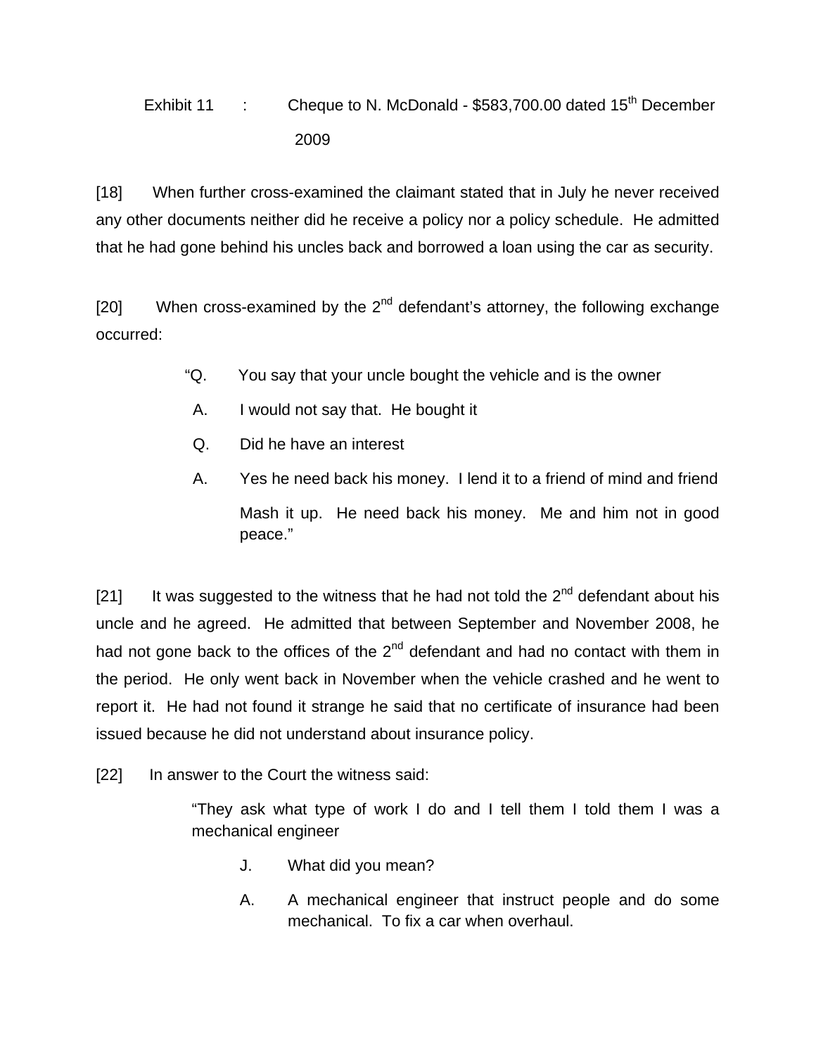Exhibit 11 : Cheque to N. McDonald - $583,700.00 dated 15th December 2009

[18] When further cross-examined the claimant stated that in July he never received any other documents neither did he receive a policy nor a policy schedule. He admitted that he had gone behind his uncles back and borrowed a loan using the car as security.

[20] When cross-examined by the 2nd defendant's attorney, the following exchange occurred:

> "Q. You say that your uncle bought the vehicle and is the owner
>
> A. I would not say that. He bought it
>
> Q. Did he have an interest
>
> A. Yes he need back his money. I lend it to a friend of mind and friend Mash it up. He need back his money. Me and him not in good peace."

[21] It was suggested to the witness that he had not told the 2nd defendant about his uncle and he agreed. He admitted that between September and November 2008, he had not gone back to the offices of the 2nd defendant and had no contact with them in the period. He only went back in November when the vehicle crashed and he went to report it. He had not found it strange he said that no certificate of insurance had been issued because he did not understand about insurance policy.

[22] In answer to the Court the witness said:

> "They ask what type of work I do and I tell them I told them I was a mechanical engineer
>
> J. What did you mean?
>
> A. A mechanical engineer that instruct people and do some mechanical. To fix a car when overhaul.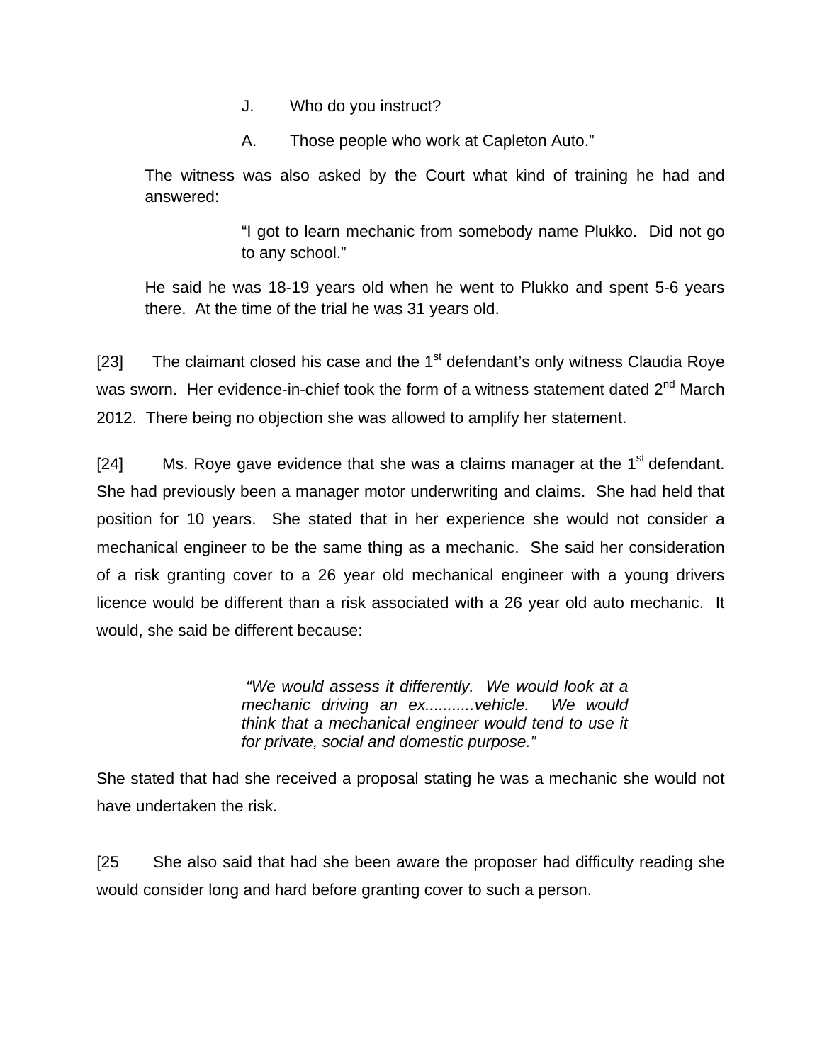> J. Who do you instruct?
>
> A. Those people who work at Capleton Auto."

The witness was also asked by the Court what kind of training he had and answered:

> "I got to learn mechanic from somebody name Plukko. Did not go to any school."

He said he was 18-19 years old when he went to Plukko and spent 5-6 years there. At the time of the trial he was 31 years old.

[23] The claimant closed his case and the 1st defendant's only witness Claudia Roye was sworn. Her evidence-in-chief took the form of a witness statement dated 2nd March 2012. There being no objection she was allowed to amplify her statement.

[24] Ms. Roye gave evidence that she was a claims manager at the 1st defendant. She had previously been a manager motor underwriting and claims. She had held that position for 10 years. She stated that in her experience she would not consider a mechanical engineer to be the same thing as a mechanic. She said her consideration of a risk granting cover to a 26 year old mechanical engineer with a young drivers licence would be different than a risk associated with a 26 year old auto mechanic. It would, she said be different because:

> *"We would assess it differently. We would look at a mechanic driving an ex...........vehicle. We would think that a mechanical engineer would tend to use it for private, social and domestic purpose."*

She stated that had she received a proposal stating he was a mechanic she would not have undertaken the risk.

[25 She also said that had she been aware the proposer had difficulty reading she would consider long and hard before granting cover to such a person.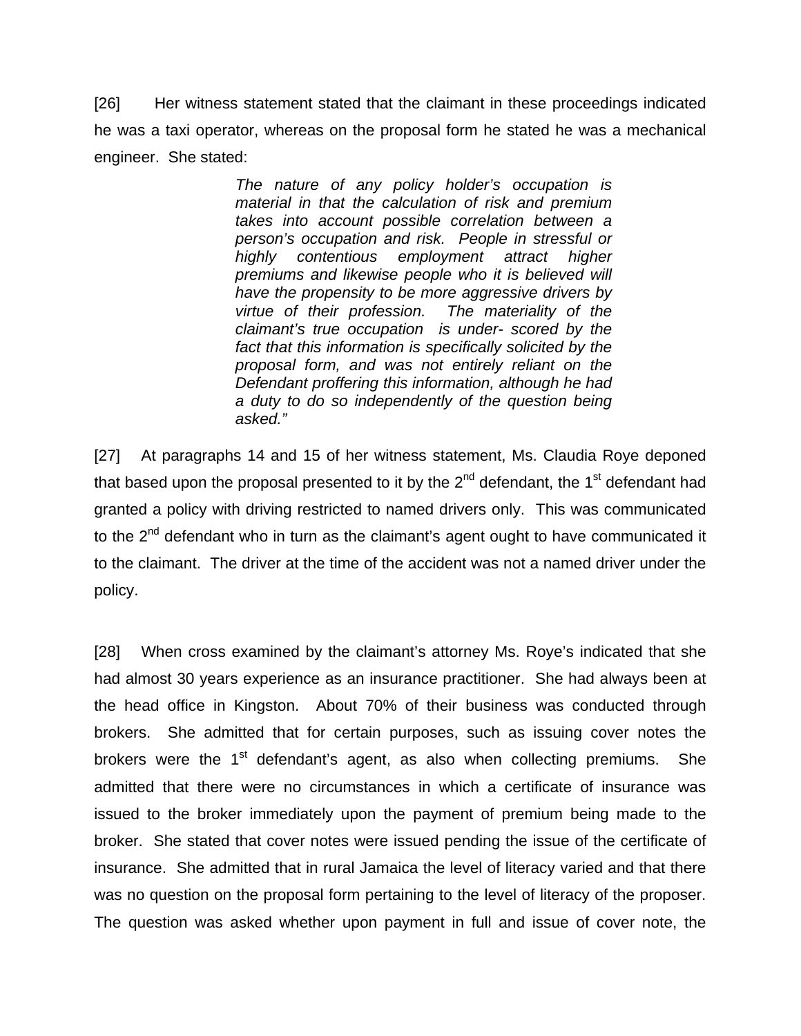[26] Her witness statement stated that the claimant in these proceedings indicated he was a taxi operator, whereas on the proposal form he stated he was a mechanical engineer. She stated:

> *The nature of any policy holder's occupation is material in that the calculation of risk and premium takes into account possible correlation between a person's occupation and risk. People in stressful or highly contentious employment attract higher premiums and likewise people who it is believed will have the propensity to be more aggressive drivers by virtue of their profession. The materiality of the claimant's true occupation is under- scored by the fact that this information is specifically solicited by the proposal form, and was not entirely reliant on the Defendant proffering this information, although he had a duty to do so independently of the question being asked."*

[27] At paragraphs 14 and 15 of her witness statement, Ms. Claudia Roye deponed that based upon the proposal presented to it by the 2nd defendant, the 1st defendant had granted a policy with driving restricted to named drivers only. This was communicated to the 2nd defendant who in turn as the claimant's agent ought to have communicated it to the claimant. The driver at the time of the accident was not a named driver under the policy.

[28] When cross examined by the claimant's attorney Ms. Roye's indicated that she had almost 30 years experience as an insurance practitioner. She had always been at the head office in Kingston. About 70% of their business was conducted through brokers. She admitted that for certain purposes, such as issuing cover notes the brokers were the 1st defendant's agent, as also when collecting premiums. She admitted that there were no circumstances in which a certificate of insurance was issued to the broker immediately upon the payment of premium being made to the broker. She stated that cover notes were issued pending the issue of the certificate of insurance. She admitted that in rural Jamaica the level of literacy varied and that there was no question on the proposal form pertaining to the level of literacy of the proposer. The question was asked whether upon payment in full and issue of cover note, the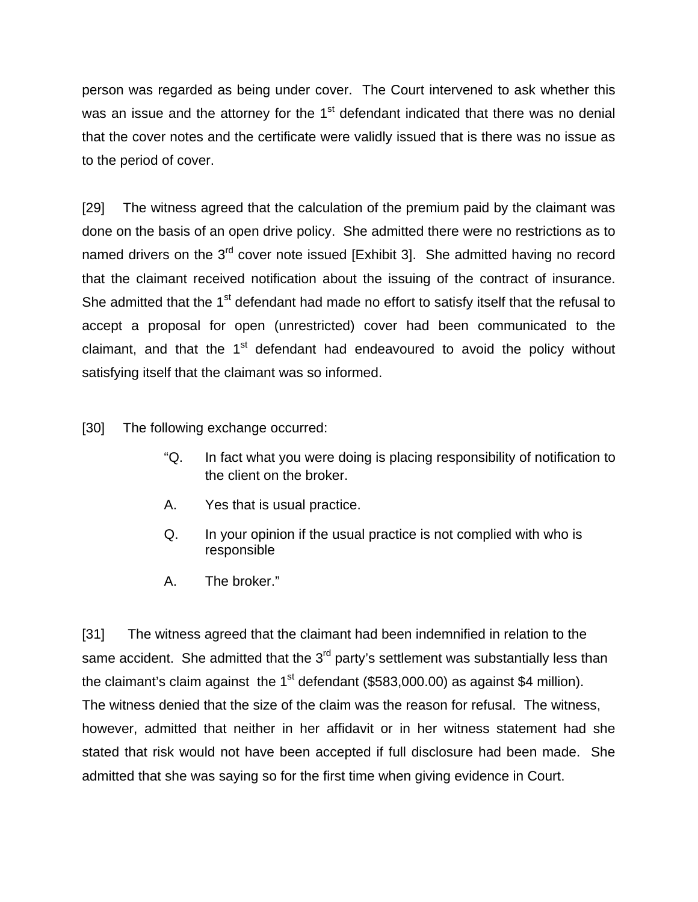person was regarded as being under cover. The Court intervened to ask whether this was an issue and the attorney for the 1st defendant indicated that there was no denial that the cover notes and the certificate were validly issued that is there was no issue as to the period of cover.

[29] The witness agreed that the calculation of the premium paid by the claimant was done on the basis of an open drive policy. She admitted there were no restrictions as to named drivers on the 3rd cover note issued [Exhibit 3]. She admitted having no record that the claimant received notification about the issuing of the contract of insurance. She admitted that the 1st defendant had made no effort to satisfy itself that the refusal to accept a proposal for open (unrestricted) cover had been communicated to the claimant, and that the 1st defendant had endeavoured to avoid the policy without satisfying itself that the claimant was so informed.

[30] The following exchange occurred:

> "Q. In fact what you were doing is placing responsibility of notification to the client on the broker.
>
> A. Yes that is usual practice.
>
> Q. In your opinion if the usual practice is not complied with who is responsible
>
> A. The broker."

[31] The witness agreed that the claimant had been indemnified in relation to the same accident. She admitted that the 3rd party's settlement was substantially less than the claimant's claim against the 1st defendant ($583,000.00) as against $4 million). The witness denied that the size of the claim was the reason for refusal. The witness, however, admitted that neither in her affidavit or in her witness statement had she stated that risk would not have been accepted if full disclosure had been made. She admitted that she was saying so for the first time when giving evidence in Court.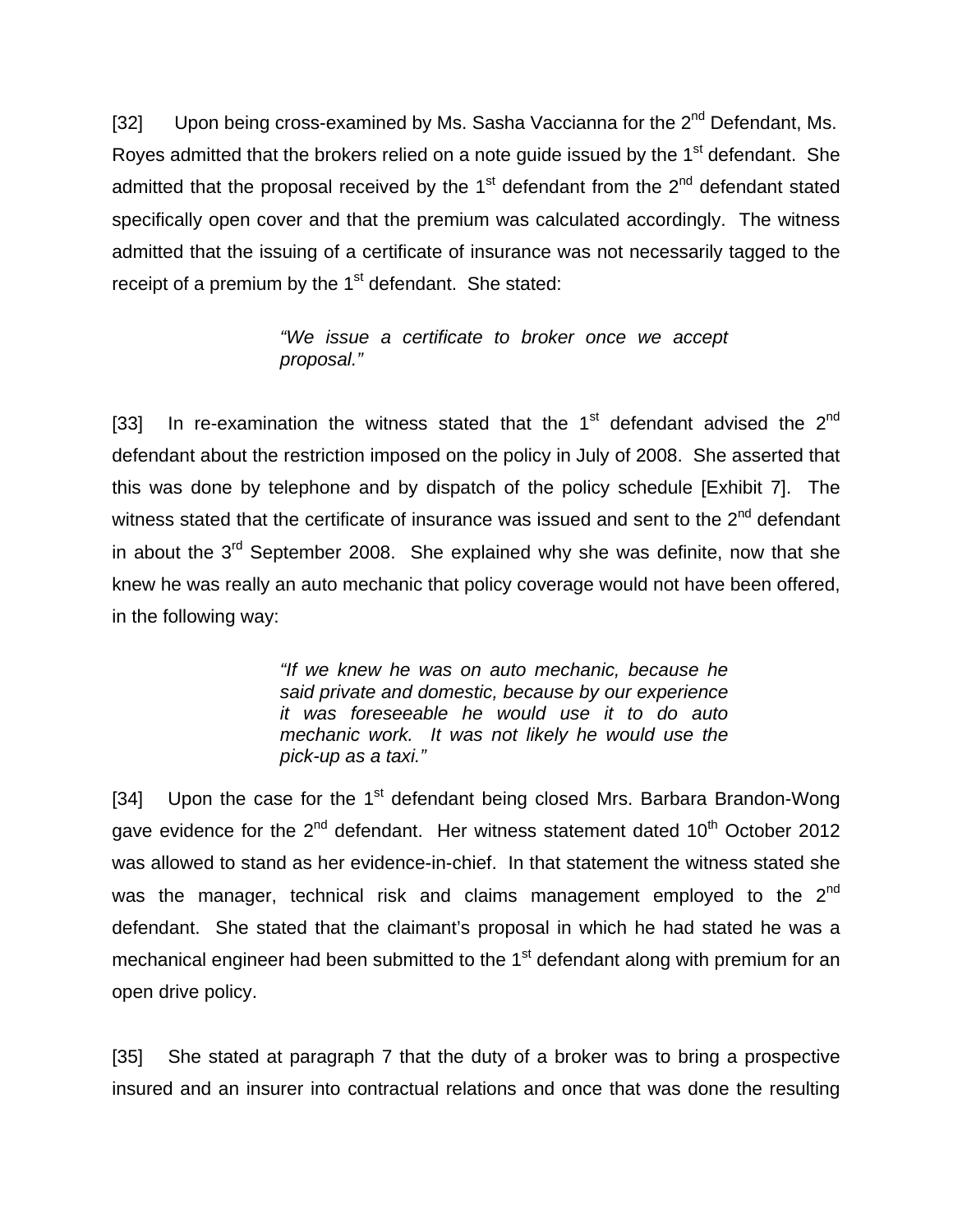[32] Upon being cross-examined by Ms. Sasha Vaccianna for the 2nd Defendant, Ms. Royes admitted that the brokers relied on a note guide issued by the 1st defendant. She admitted that the proposal received by the 1st defendant from the 2nd defendant stated specifically open cover and that the premium was calculated accordingly. The witness admitted that the issuing of a certificate of insurance was not necessarily tagged to the receipt of a premium by the 1st defendant. She stated:

> *"We issue a certificate to broker once we accept proposal."*

[33] In re-examination the witness stated that the 1st defendant advised the 2nd defendant about the restriction imposed on the policy in July of 2008. She asserted that this was done by telephone and by dispatch of the policy schedule [Exhibit 7]. The witness stated that the certificate of insurance was issued and sent to the 2nd defendant in about the 3rd September 2008. She explained why she was definite, now that she knew he was really an auto mechanic that policy coverage would not have been offered, in the following way:

> *"If we knew he was on auto mechanic, because he said private and domestic, because by our experience it was foreseeable he would use it to do auto mechanic work. It was not likely he would use the pick-up as a taxi."*

[34] Upon the case for the 1st defendant being closed Mrs. Barbara Brandon-Wong gave evidence for the 2nd defendant. Her witness statement dated 10th October 2012 was allowed to stand as her evidence-in-chief. In that statement the witness stated she was the manager, technical risk and claims management employed to the 2nd defendant. She stated that the claimant's proposal in which he had stated he was a mechanical engineer had been submitted to the 1st defendant along with premium for an open drive policy.

[35] She stated at paragraph 7 that the duty of a broker was to bring a prospective insured and an insurer into contractual relations and once that was done the resulting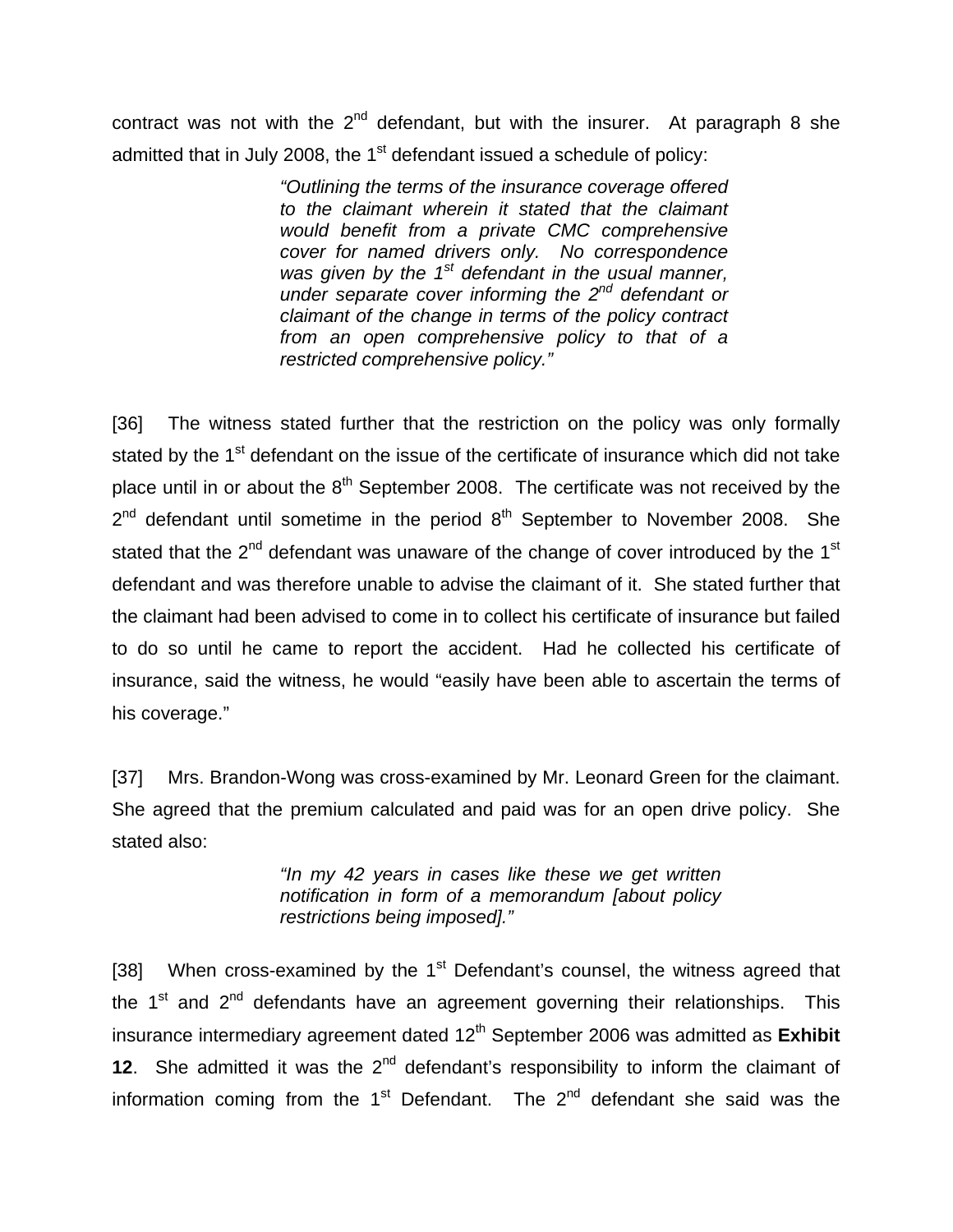contract was not with the 2nd defendant, but with the insurer. At paragraph 8 she admitted that in July 2008, the 1st defendant issued a schedule of policy:

> *"Outlining the terms of the insurance coverage offered to the claimant wherein it stated that the claimant would benefit from a private CMC comprehensive cover for named drivers only. No correspondence was given by the 1st defendant in the usual manner, under separate cover informing the 2nd defendant or claimant of the change in terms of the policy contract from an open comprehensive policy to that of a restricted comprehensive policy."*

[36] The witness stated further that the restriction on the policy was only formally stated by the 1st defendant on the issue of the certificate of insurance which did not take place until in or about the 8th September 2008. The certificate was not received by the 2nd defendant until sometime in the period 8th September to November 2008. She stated that the 2nd defendant was unaware of the change of cover introduced by the 1st defendant and was therefore unable to advise the claimant of it. She stated further that the claimant had been advised to come in to collect his certificate of insurance but failed to do so until he came to report the accident. Had he collected his certificate of insurance, said the witness, he would "easily have been able to ascertain the terms of his coverage."

[37] Mrs. Brandon-Wong was cross-examined by Mr. Leonard Green for the claimant. She agreed that the premium calculated and paid was for an open drive policy. She stated also:

> *"In my 42 years in cases like these we get written notification in form of a memorandum [about policy restrictions being imposed]."*

[38] When cross-examined by the 1st Defendant's counsel, the witness agreed that the 1st and 2nd defendants have an agreement governing their relationships. This insurance intermediary agreement dated 12th September 2006 was admitted as **Exhibit 12**. She admitted it was the 2nd defendant's responsibility to inform the claimant of information coming from the 1st Defendant. The 2nd defendant she said was the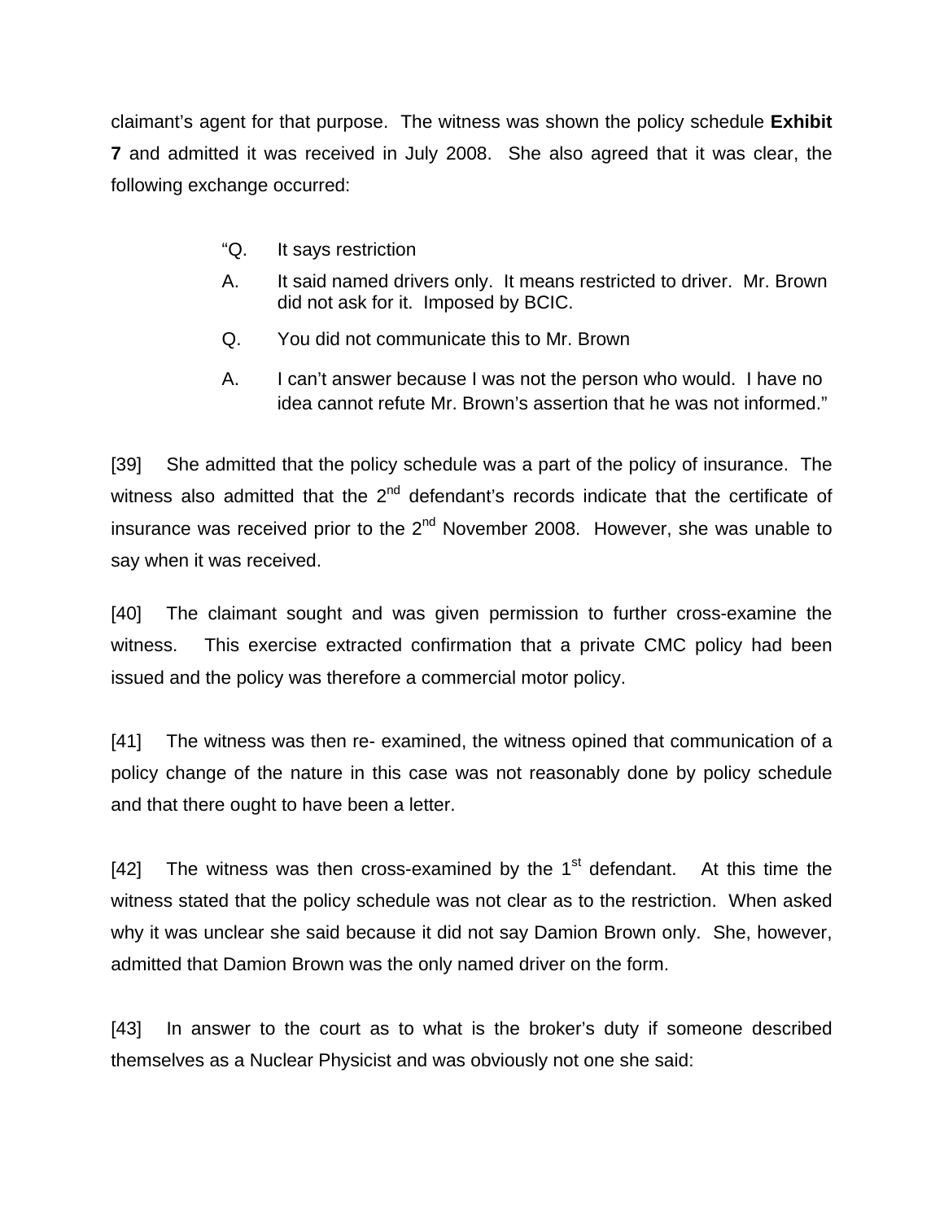claimant's agent for that purpose. The witness was shown the policy schedule **Exhibit 7** and admitted it was received in July 2008. She also agreed that it was clear, the following exchange occurred:

> "Q. It says restriction
>
> A. It said named drivers only. It means restricted to driver. Mr. Brown did not ask for it. Imposed by BCIC.
>
> Q. You did not communicate this to Mr. Brown
>
> A. I can't answer because I was not the person who would. I have no idea cannot refute Mr. Brown's assertion that he was not informed."

[39] She admitted that the policy schedule was a part of the policy of insurance. The witness also admitted that the 2nd defendant's records indicate that the certificate of insurance was received prior to the 2nd November 2008. However, she was unable to say when it was received.

[40] The claimant sought and was given permission to further cross-examine the witness. This exercise extracted confirmation that a private CMC policy had been issued and the policy was therefore a commercial motor policy.

[41] The witness was then re- examined, the witness opined that communication of a policy change of the nature in this case was not reasonably done by policy schedule and that there ought to have been a letter.

[42] The witness was then cross-examined by the 1st defendant. At this time the witness stated that the policy schedule was not clear as to the restriction. When asked why it was unclear she said because it did not say Damion Brown only. She, however, admitted that Damion Brown was the only named driver on the form.

[43] In answer to the court as to what is the broker's duty if someone described themselves as a Nuclear Physicist and was obviously not one she said: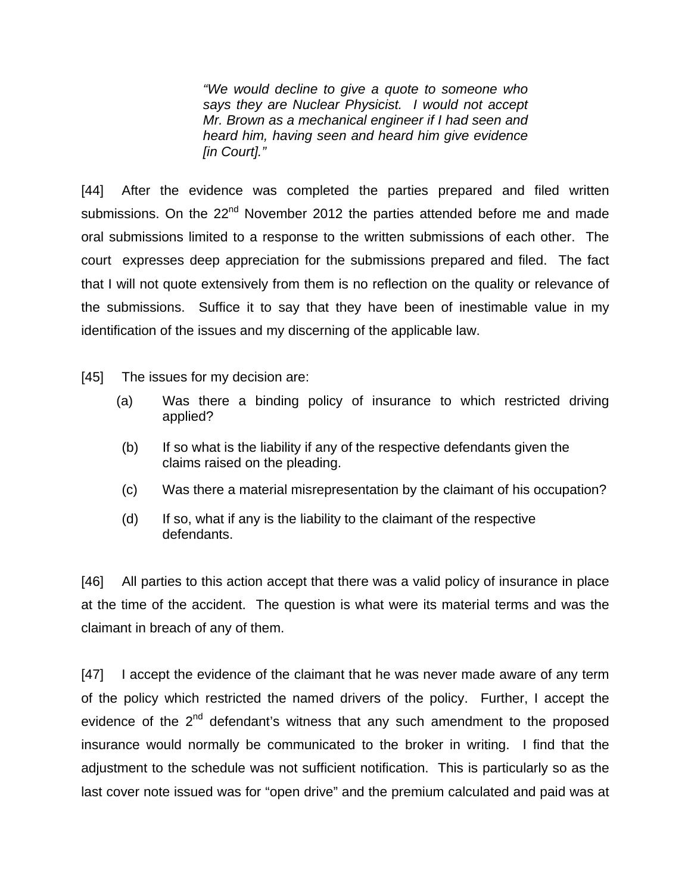> *"We would decline to give a quote to someone who says they are Nuclear Physicist. I would not accept Mr. Brown as a mechanical engineer if I had seen and heard him, having seen and heard him give evidence [in Court]."*

[44] After the evidence was completed the parties prepared and filed written submissions. On the 22nd November 2012 the parties attended before me and made oral submissions limited to a response to the written submissions of each other. The court expresses deep appreciation for the submissions prepared and filed. The fact that I will not quote extensively from them is no reflection on the quality or relevance of the submissions. Suffice it to say that they have been of inestimable value in my identification of the issues and my discerning of the applicable law.

[45] The issues for my decision are:

(a) Was there a binding policy of insurance to which restricted driving applied?

(b) If so what is the liability if any of the respective defendants given the claims raised on the pleading.

(c) Was there a material misrepresentation by the claimant of his occupation?

(d) If so, what if any is the liability to the claimant of the respective defendants.

[46] All parties to this action accept that there was a valid policy of insurance in place at the time of the accident. The question is what were its material terms and was the claimant in breach of any of them.

[47] I accept the evidence of the claimant that he was never made aware of any term of the policy which restricted the named drivers of the policy. Further, I accept the evidence of the 2nd defendant's witness that any such amendment to the proposed insurance would normally be communicated to the broker in writing. I find that the adjustment to the schedule was not sufficient notification. This is particularly so as the last cover note issued was for "open drive" and the premium calculated and paid was at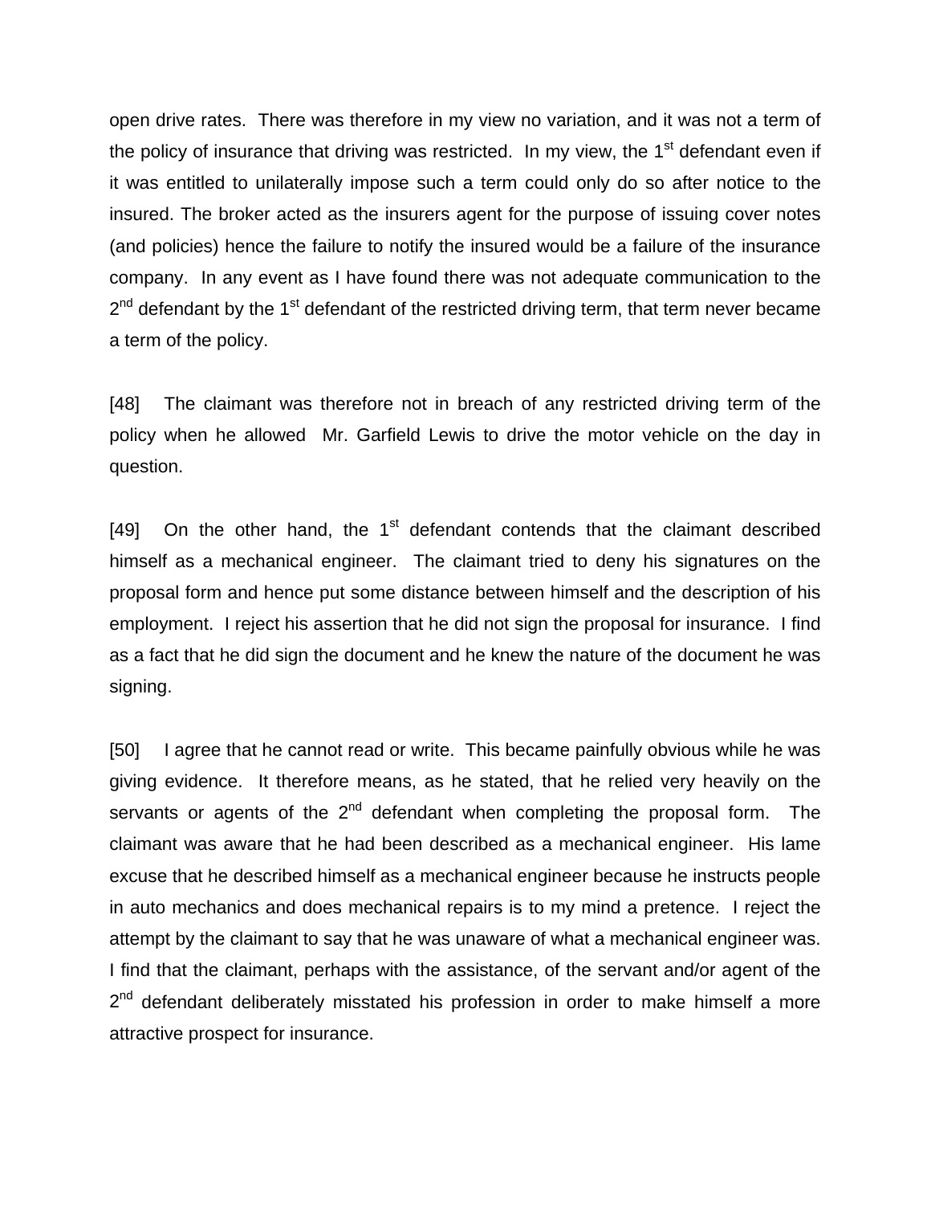open drive rates. There was therefore in my view no variation, and it was not a term of the policy of insurance that driving was restricted. In my view, the 1st defendant even if it was entitled to unilaterally impose such a term could only do so after notice to the insured. The broker acted as the insurers agent for the purpose of issuing cover notes (and policies) hence the failure to notify the insured would be a failure of the insurance company. In any event as I have found there was not adequate communication to the 2nd defendant by the 1st defendant of the restricted driving term, that term never became a term of the policy.

[48] The claimant was therefore not in breach of any restricted driving term of the policy when he allowed Mr. Garfield Lewis to drive the motor vehicle on the day in question.

[49] On the other hand, the 1st defendant contends that the claimant described himself as a mechanical engineer. The claimant tried to deny his signatures on the proposal form and hence put some distance between himself and the description of his employment. I reject his assertion that he did not sign the proposal for insurance. I find as a fact that he did sign the document and he knew the nature of the document he was signing.

[50] I agree that he cannot read or write. This became painfully obvious while he was giving evidence. It therefore means, as he stated, that he relied very heavily on the servants or agents of the 2nd defendant when completing the proposal form. The claimant was aware that he had been described as a mechanical engineer. His lame excuse that he described himself as a mechanical engineer because he instructs people in auto mechanics and does mechanical repairs is to my mind a pretence. I reject the attempt by the claimant to say that he was unaware of what a mechanical engineer was. I find that the claimant, perhaps with the assistance, of the servant and/or agent of the 2nd defendant deliberately misstated his profession in order to make himself a more attractive prospect for insurance.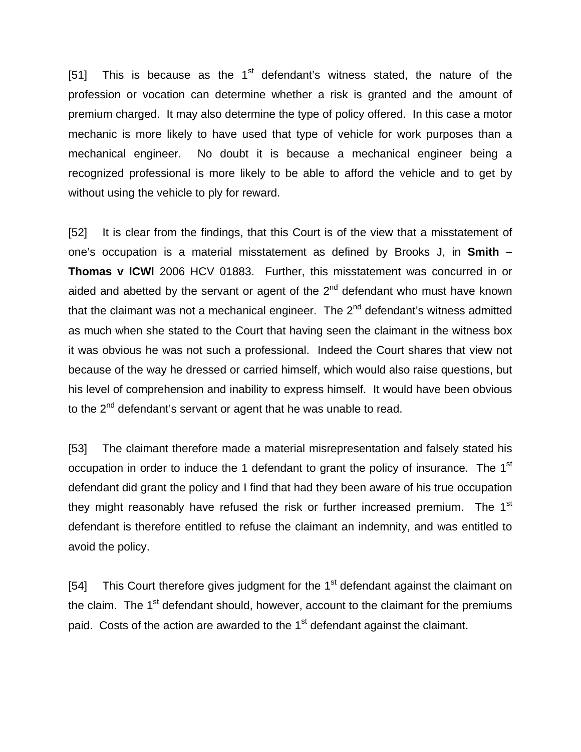[51] This is because as the 1st defendant's witness stated, the nature of the profession or vocation can determine whether a risk is granted and the amount of premium charged. It may also determine the type of policy offered. In this case a motor mechanic is more likely to have used that type of vehicle for work purposes than a mechanical engineer. No doubt it is because a mechanical engineer being a recognized professional is more likely to be able to afford the vehicle and to get by without using the vehicle to ply for reward.

[52] It is clear from the findings, that this Court is of the view that a misstatement of one's occupation is a material misstatement as defined by Brooks J, in **Smith – Thomas v ICWI** 2006 HCV 01883. Further, this misstatement was concurred in or aided and abetted by the servant or agent of the 2nd defendant who must have known that the claimant was not a mechanical engineer. The 2nd defendant's witness admitted as much when she stated to the Court that having seen the claimant in the witness box it was obvious he was not such a professional. Indeed the Court shares that view not because of the way he dressed or carried himself, which would also raise questions, but his level of comprehension and inability to express himself. It would have been obvious to the 2nd defendant's servant or agent that he was unable to read.

[53] The claimant therefore made a material misrepresentation and falsely stated his occupation in order to induce the 1 defendant to grant the policy of insurance. The 1st defendant did grant the policy and I find that had they been aware of his true occupation they might reasonably have refused the risk or further increased premium. The 1st defendant is therefore entitled to refuse the claimant an indemnity, and was entitled to avoid the policy.

[54] This Court therefore gives judgment for the 1st defendant against the claimant on the claim. The 1st defendant should, however, account to the claimant for the premiums paid. Costs of the action are awarded to the 1st defendant against the claimant.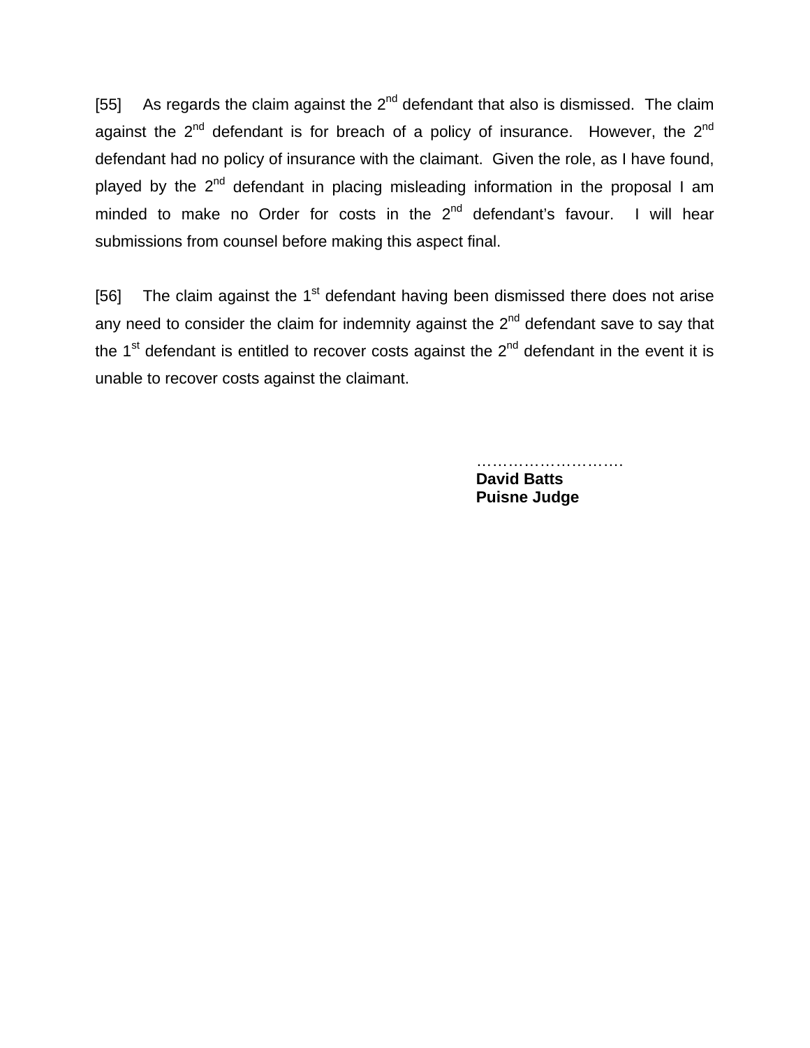[55] As regards the claim against the 2nd defendant that also is dismissed. The claim against the 2nd defendant is for breach of a policy of insurance. However, the 2nd defendant had no policy of insurance with the claimant. Given the role, as I have found, played by the 2nd defendant in placing misleading information in the proposal I am minded to make no Order for costs in the 2nd defendant's favour. I will hear submissions from counsel before making this aspect final.

[56] The claim against the 1st defendant having been dismissed there does not arise any need to consider the claim for indemnity against the 2nd defendant save to say that the 1st defendant is entitled to recover costs against the 2nd defendant in the event it is unable to recover costs against the claimant.

……………………….

**David Batts**

**Puisne Judge**